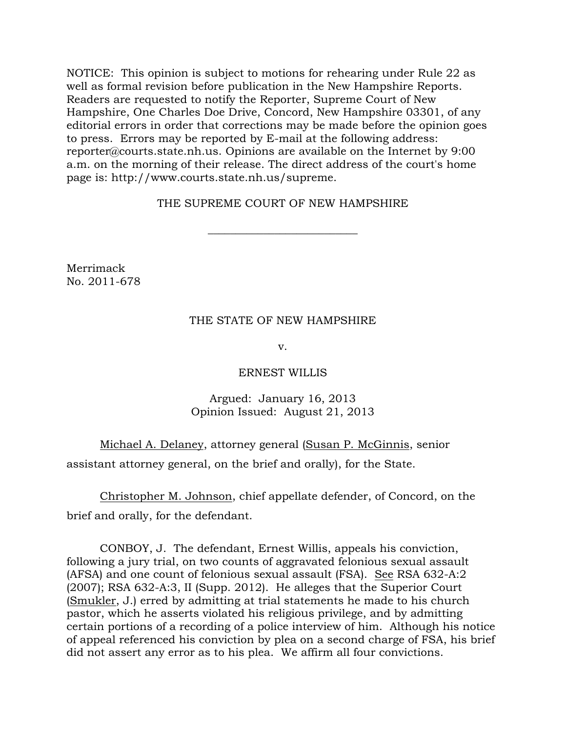NOTICE: This opinion is subject to motions for rehearing under Rule 22 as well as formal revision before publication in the New Hampshire Reports. Readers are requested to notify the Reporter, Supreme Court of New Hampshire, One Charles Doe Drive, Concord, New Hampshire 03301, of any editorial errors in order that corrections may be made before the opinion goes to press. Errors may be reported by E-mail at the following address: reporter@courts.state.nh.us. Opinions are available on the Internet by 9:00 a.m. on the morning of their release. The direct address of the court's home page is: http://www.courts.state.nh.us/supreme.

THE SUPREME COURT OF NEW HAMPSHIRE

---

Merrimack
No. 2011-678

THE STATE OF NEW HAMPSHIRE

v.

ERNEST WILLIS

Argued: January 16, 2013
Opinion Issued: August 21, 2013

Michael A. Delaney, attorney general (Susan P. McGinnis, senior assistant attorney general, on the brief and orally), for the State.

Christopher M. Johnson, chief appellate defender, of Concord, on the brief and orally, for the defendant.

CONBOY, J. The defendant, Ernest Willis, appeals his conviction, following a jury trial, on two counts of aggravated felonious sexual assault (AFSA) and one count of felonious sexual assault (FSA). See RSA 632-A:2 (2007); RSA 632-A:3, II (Supp. 2012). He alleges that the Superior Court (Smukler, J.) erred by admitting at trial statements he made to his church pastor, which he asserts violated his religious privilege, and by admitting certain portions of a recording of a police interview of him. Although his notice of appeal referenced his conviction by plea on a second charge of FSA, his brief did not assert any error as to his plea. We affirm all four convictions.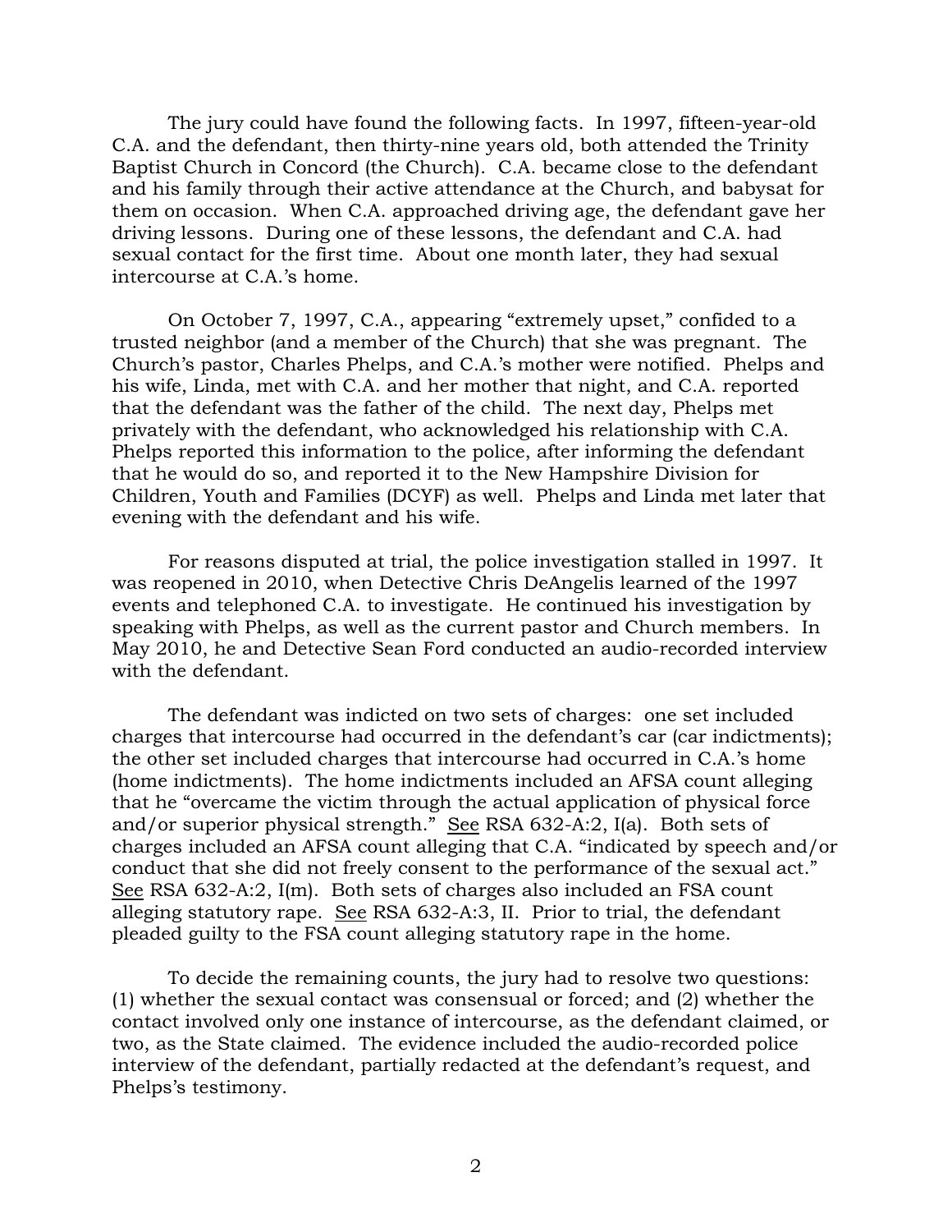The jury could have found the following facts. In 1997, fifteen-year-old C.A. and the defendant, then thirty-nine years old, both attended the Trinity Baptist Church in Concord (the Church). C.A. became close to the defendant and his family through their active attendance at the Church, and babysat for them on occasion. When C.A. approached driving age, the defendant gave her driving lessons. During one of these lessons, the defendant and C.A. had sexual contact for the first time. About one month later, they had sexual intercourse at C.A.'s home.

On October 7, 1997, C.A., appearing "extremely upset," confided to a trusted neighbor (and a member of the Church) that she was pregnant. The Church's pastor, Charles Phelps, and C.A.'s mother were notified. Phelps and his wife, Linda, met with C.A. and her mother that night, and C.A. reported that the defendant was the father of the child. The next day, Phelps met privately with the defendant, who acknowledged his relationship with C.A. Phelps reported this information to the police, after informing the defendant that he would do so, and reported it to the New Hampshire Division for Children, Youth and Families (DCYF) as well. Phelps and Linda met later that evening with the defendant and his wife.

For reasons disputed at trial, the police investigation stalled in 1997. It was reopened in 2010, when Detective Chris DeAngelis learned of the 1997 events and telephoned C.A. to investigate. He continued his investigation by speaking with Phelps, as well as the current pastor and Church members. In May 2010, he and Detective Sean Ford conducted an audio-recorded interview with the defendant.

The defendant was indicted on two sets of charges: one set included charges that intercourse had occurred in the defendant's car (car indictments); the other set included charges that intercourse had occurred in C.A.'s home (home indictments). The home indictments included an AFSA count alleging that he "overcame the victim through the actual application of physical force and/or superior physical strength." See RSA 632-A:2, I(a). Both sets of charges included an AFSA count alleging that C.A. "indicated by speech and/or conduct that she did not freely consent to the performance of the sexual act." See RSA 632-A:2, I(m). Both sets of charges also included an FSA count alleging statutory rape. See RSA 632-A:3, II. Prior to trial, the defendant pleaded guilty to the FSA count alleging statutory rape in the home.

To decide the remaining counts, the jury had to resolve two questions: (1) whether the sexual contact was consensual or forced; and (2) whether the contact involved only one instance of intercourse, as the defendant claimed, or two, as the State claimed. The evidence included the audio-recorded police interview of the defendant, partially redacted at the defendant's request, and Phelps's testimony.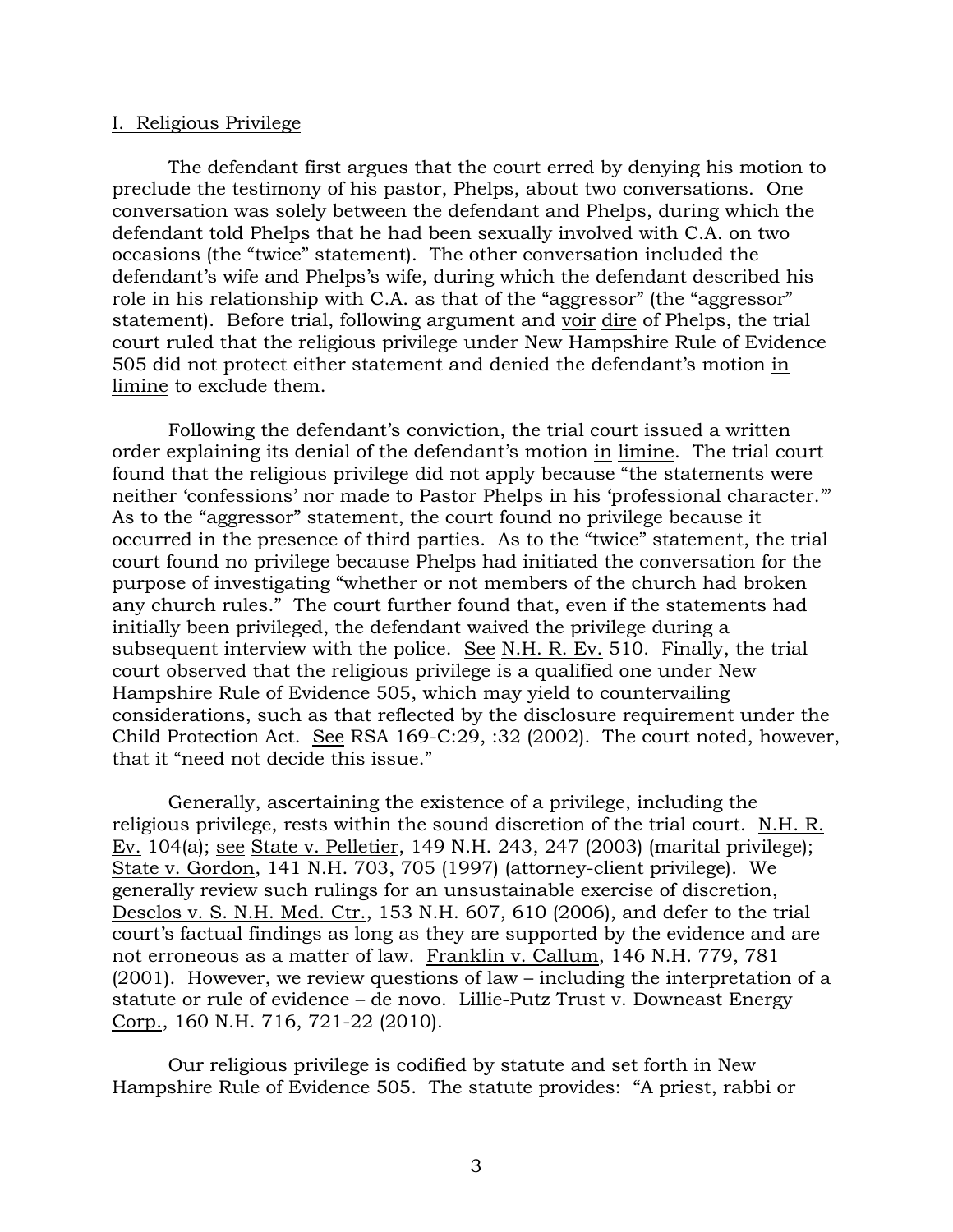## I. Religious Privilege

The defendant first argues that the court erred by denying his motion to preclude the testimony of his pastor, Phelps, about two conversations. One conversation was solely between the defendant and Phelps, during which the defendant told Phelps that he had been sexually involved with C.A. on two occasions (the "twice" statement). The other conversation included the defendant's wife and Phelps's wife, during which the defendant described his role in his relationship with C.A. as that of the "aggressor" (the "aggressor" statement). Before trial, following argument and voir dire of Phelps, the trial court ruled that the religious privilege under New Hampshire Rule of Evidence 505 did not protect either statement and denied the defendant's motion in limine to exclude them.

Following the defendant's conviction, the trial court issued a written order explaining its denial of the defendant's motion in limine. The trial court found that the religious privilege did not apply because "the statements were neither 'confessions' nor made to Pastor Phelps in his 'professional character.'" As to the "aggressor" statement, the court found no privilege because it occurred in the presence of third parties. As to the "twice" statement, the trial court found no privilege because Phelps had initiated the conversation for the purpose of investigating "whether or not members of the church had broken any church rules." The court further found that, even if the statements had initially been privileged, the defendant waived the privilege during a subsequent interview with the police. See N.H. R. Ev. 510. Finally, the trial court observed that the religious privilege is a qualified one under New Hampshire Rule of Evidence 505, which may yield to countervailing considerations, such as that reflected by the disclosure requirement under the Child Protection Act. See RSA 169-C:29, :32 (2002). The court noted, however, that it "need not decide this issue."

Generally, ascertaining the existence of a privilege, including the religious privilege, rests within the sound discretion of the trial court. N.H. R. Ev. 104(a); see State v. Pelletier, 149 N.H. 243, 247 (2003) (marital privilege); State v. Gordon, 141 N.H. 703, 705 (1997) (attorney-client privilege). We generally review such rulings for an unsustainable exercise of discretion, Desclos v. S. N.H. Med. Ctr., 153 N.H. 607, 610 (2006), and defer to the trial court's factual findings as long as they are supported by the evidence and are not erroneous as a matter of law. Franklin v. Callum, 146 N.H. 779, 781 (2001). However, we review questions of law – including the interpretation of a statute or rule of evidence – de novo. Lillie-Putz Trust v. Downeast Energy Corp., 160 N.H. 716, 721-22 (2010).

Our religious privilege is codified by statute and set forth in New Hampshire Rule of Evidence 505. The statute provides: "A priest, rabbi or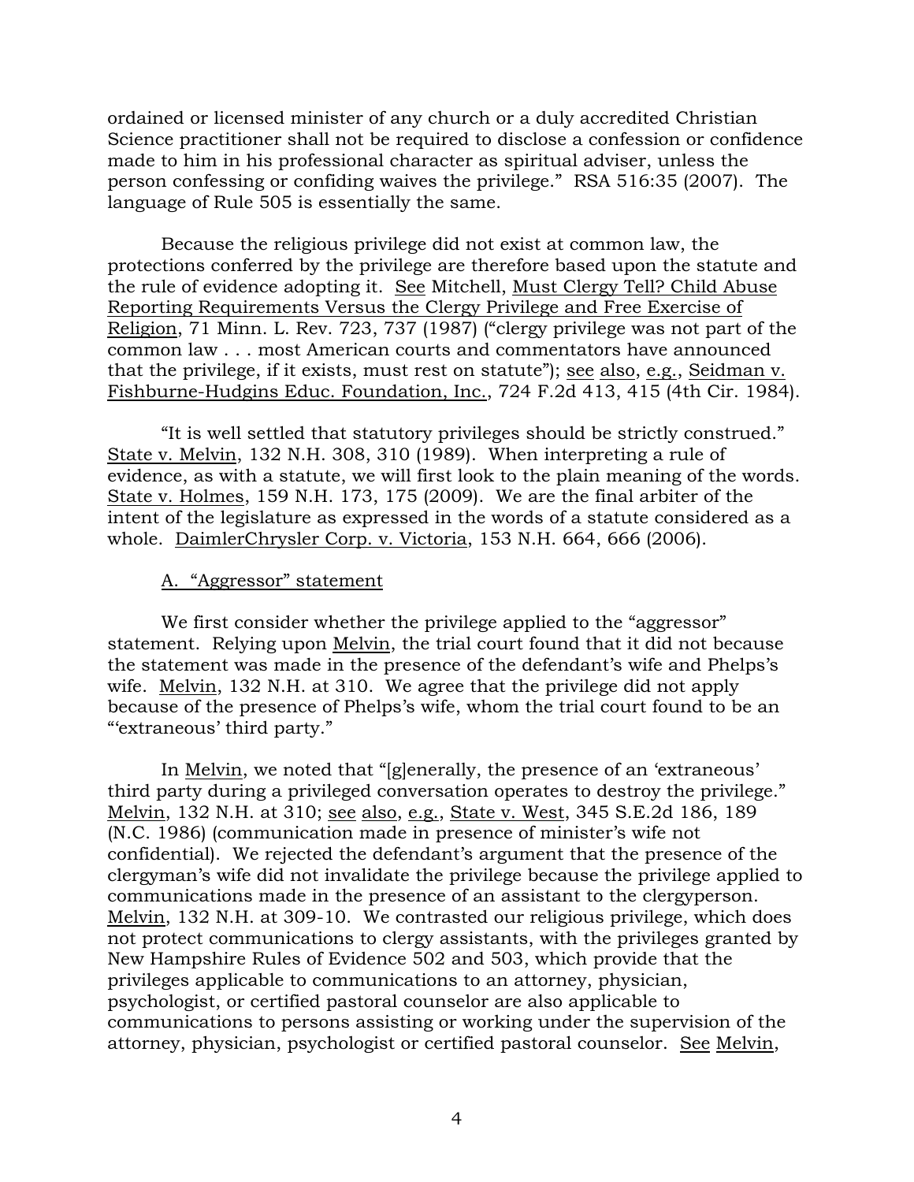ordained or licensed minister of any church or a duly accredited Christian Science practitioner shall not be required to disclose a confession or confidence made to him in his professional character as spiritual adviser, unless the person confessing or confiding waives the privilege." RSA 516:35 (2007). The language of Rule 505 is essentially the same.

Because the religious privilege did not exist at common law, the protections conferred by the privilege are therefore based upon the statute and the rule of evidence adopting it. See Mitchell, Must Clergy Tell? Child Abuse Reporting Requirements Versus the Clergy Privilege and Free Exercise of Religion, 71 Minn. L. Rev. 723, 737 (1987) ("clergy privilege was not part of the common law . . . most American courts and commentators have announced that the privilege, if it exists, must rest on statute"); see also, e.g., Seidman v. Fishburne-Hudgins Educ. Foundation, Inc., 724 F.2d 413, 415 (4th Cir. 1984).

"It is well settled that statutory privileges should be strictly construed." State v. Melvin, 132 N.H. 308, 310 (1989). When interpreting a rule of evidence, as with a statute, we will first look to the plain meaning of the words. State v. Holmes, 159 N.H. 173, 175 (2009). We are the final arbiter of the intent of the legislature as expressed in the words of a statute considered as a whole. DaimlerChrysler Corp. v. Victoria, 153 N.H. 664, 666 (2006).

A. "Aggressor" statement

We first consider whether the privilege applied to the "aggressor" statement. Relying upon Melvin, the trial court found that it did not because the statement was made in the presence of the defendant's wife and Phelps's wife. Melvin, 132 N.H. at 310. We agree that the privilege did not apply because of the presence of Phelps's wife, whom the trial court found to be an "'extraneous' third party."

In Melvin, we noted that "[g]enerally, the presence of an 'extraneous' third party during a privileged conversation operates to destroy the privilege." Melvin, 132 N.H. at 310; see also, e.g., State v. West, 345 S.E.2d 186, 189 (N.C. 1986) (communication made in presence of minister's wife not confidential). We rejected the defendant's argument that the presence of the clergyman's wife did not invalidate the privilege because the privilege applied to communications made in the presence of an assistant to the clergyperson. Melvin, 132 N.H. at 309-10. We contrasted our religious privilege, which does not protect communications to clergy assistants, with the privileges granted by New Hampshire Rules of Evidence 502 and 503, which provide that the privileges applicable to communications to an attorney, physician, psychologist, or certified pastoral counselor are also applicable to communications to persons assisting or working under the supervision of the attorney, physician, psychologist or certified pastoral counselor. See Melvin,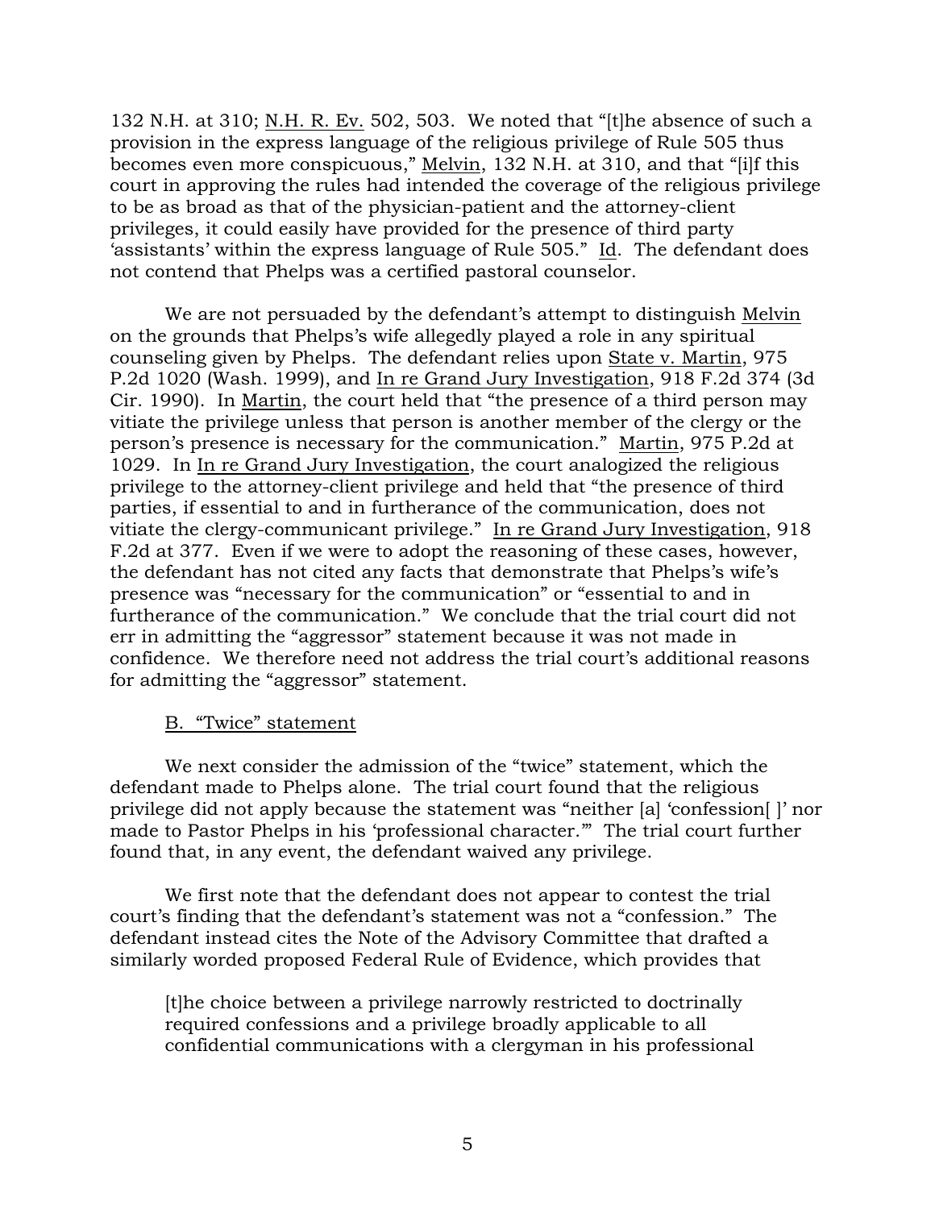132 N.H. at 310; N.H. R. Ev. 502, 503. We noted that "[t]he absence of such a provision in the express language of the religious privilege of Rule 505 thus becomes even more conspicuous," Melvin, 132 N.H. at 310, and that "[i]f this court in approving the rules had intended the coverage of the religious privilege to be as broad as that of the physician-patient and the attorney-client privileges, it could easily have provided for the presence of third party 'assistants' within the express language of Rule 505." Id. The defendant does not contend that Phelps was a certified pastoral counselor.

We are not persuaded by the defendant's attempt to distinguish Melvin on the grounds that Phelps's wife allegedly played a role in any spiritual counseling given by Phelps. The defendant relies upon State v. Martin, 975 P.2d 1020 (Wash. 1999), and In re Grand Jury Investigation, 918 F.2d 374 (3d Cir. 1990). In Martin, the court held that "the presence of a third person may vitiate the privilege unless that person is another member of the clergy or the person's presence is necessary for the communication." Martin, 975 P.2d at 1029. In In re Grand Jury Investigation, the court analogized the religious privilege to the attorney-client privilege and held that "the presence of third parties, if essential to and in furtherance of the communication, does not vitiate the clergy-communicant privilege." In re Grand Jury Investigation, 918 F.2d at 377. Even if we were to adopt the reasoning of these cases, however, the defendant has not cited any facts that demonstrate that Phelps's wife's presence was "necessary for the communication" or "essential to and in furtherance of the communication." We conclude that the trial court did not err in admitting the "aggressor" statement because it was not made in confidence. We therefore need not address the trial court's additional reasons for admitting the "aggressor" statement.

B. "Twice" statement

We next consider the admission of the "twice" statement, which the defendant made to Phelps alone. The trial court found that the religious privilege did not apply because the statement was "neither [a] 'confession[ ]' nor made to Pastor Phelps in his 'professional character.'" The trial court further found that, in any event, the defendant waived any privilege.

We first note that the defendant does not appear to contest the trial court's finding that the defendant's statement was not a "confession." The defendant instead cites the Note of the Advisory Committee that drafted a similarly worded proposed Federal Rule of Evidence, which provides that

> [t]he choice between a privilege narrowly restricted to doctrinally required confessions and a privilege broadly applicable to all confidential communications with a clergyman in his professional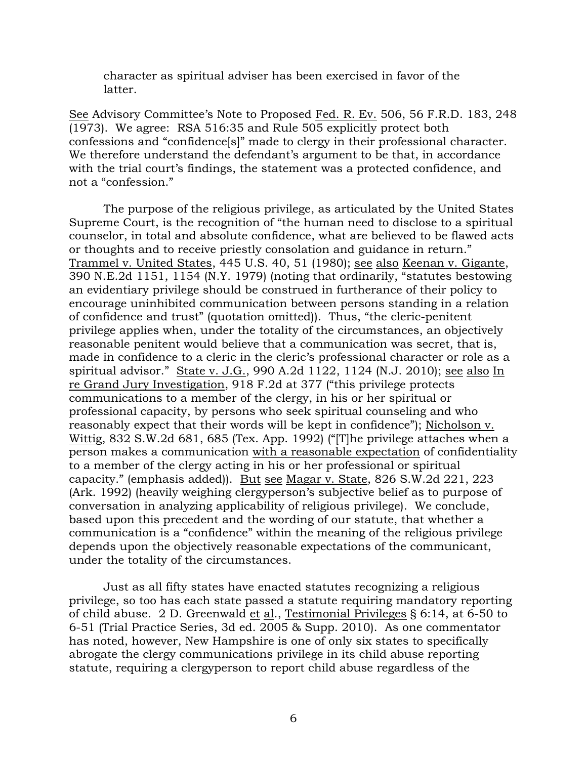> character as spiritual adviser has been exercised in favor of the latter.

See Advisory Committee's Note to Proposed Fed. R. Ev. 506, 56 F.R.D. 183, 248 (1973). We agree: RSA 516:35 and Rule 505 explicitly protect both confessions and "confidence[s]" made to clergy in their professional character. We therefore understand the defendant's argument to be that, in accordance with the trial court's findings, the statement was a protected confidence, and not a "confession."

The purpose of the religious privilege, as articulated by the United States Supreme Court, is the recognition of "the human need to disclose to a spiritual counselor, in total and absolute confidence, what are believed to be flawed acts or thoughts and to receive priestly consolation and guidance in return." Trammel v. United States, 445 U.S. 40, 51 (1980); see also Keenan v. Gigante, 390 N.E.2d 1151, 1154 (N.Y. 1979) (noting that ordinarily, "statutes bestowing an evidentiary privilege should be construed in furtherance of their policy to encourage uninhibited communication between persons standing in a relation of confidence and trust" (quotation omitted)). Thus, "the cleric-penitent privilege applies when, under the totality of the circumstances, an objectively reasonable penitent would believe that a communication was secret, that is, made in confidence to a cleric in the cleric's professional character or role as a spiritual advisor." State v. J.G., 990 A.2d 1122, 1124 (N.J. 2010); see also In re Grand Jury Investigation, 918 F.2d at 377 ("this privilege protects communications to a member of the clergy, in his or her spiritual or professional capacity, by persons who seek spiritual counseling and who reasonably expect that their words will be kept in confidence"); Nicholson v. Wittig, 832 S.W.2d 681, 685 (Tex. App. 1992) ("[T]he privilege attaches when a person makes a communication with a reasonable expectation of confidentiality to a member of the clergy acting in his or her professional or spiritual capacity." (emphasis added)). But see Magar v. State, 826 S.W.2d 221, 223 (Ark. 1992) (heavily weighing clergyperson's subjective belief as to purpose of conversation in analyzing applicability of religious privilege). We conclude, based upon this precedent and the wording of our statute, that whether a communication is a "confidence" within the meaning of the religious privilege depends upon the objectively reasonable expectations of the communicant, under the totality of the circumstances.

Just as all fifty states have enacted statutes recognizing a religious privilege, so too has each state passed a statute requiring mandatory reporting of child abuse. 2 D. Greenwald et al., Testimonial Privileges § 6:14, at 6-50 to 6-51 (Trial Practice Series, 3d ed. 2005 & Supp. 2010). As one commentator has noted, however, New Hampshire is one of only six states to specifically abrogate the clergy communications privilege in its child abuse reporting statute, requiring a clergyperson to report child abuse regardless of the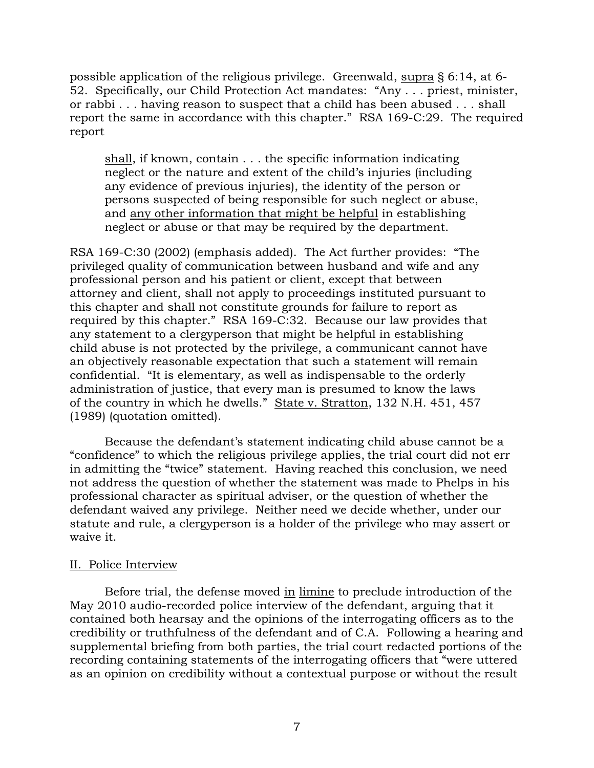possible application of the religious privilege. Greenwald, supra § 6:14, at 6-52. Specifically, our Child Protection Act mandates: "Any . . . priest, minister, or rabbi . . . having reason to suspect that a child has been abused . . . shall report the same in accordance with this chapter." RSA 169-C:29. The required report

> shall, if known, contain . . . the specific information indicating neglect or the nature and extent of the child's injuries (including any evidence of previous injuries), the identity of the person or persons suspected of being responsible for such neglect or abuse, and any other information that might be helpful in establishing neglect or abuse or that may be required by the department.

RSA 169-C:30 (2002) (emphasis added). The Act further provides: "The privileged quality of communication between husband and wife and any professional person and his patient or client, except that between attorney and client, shall not apply to proceedings instituted pursuant to this chapter and shall not constitute grounds for failure to report as required by this chapter." RSA 169-C:32. Because our law provides that any statement to a clergyperson that might be helpful in establishing child abuse is not protected by the privilege, a communicant cannot have an objectively reasonable expectation that such a statement will remain confidential. "It is elementary, as well as indispensable to the orderly administration of justice, that every man is presumed to know the laws of the country in which he dwells." State v. Stratton, 132 N.H. 451, 457 (1989) (quotation omitted).

Because the defendant's statement indicating child abuse cannot be a "confidence" to which the religious privilege applies, the trial court did not err in admitting the "twice" statement. Having reached this conclusion, we need not address the question of whether the statement was made to Phelps in his professional character as spiritual adviser, or the question of whether the defendant waived any privilege. Neither need we decide whether, under our statute and rule, a clergyperson is a holder of the privilege who may assert or waive it.

## II. Police Interview

Before trial, the defense moved in limine to preclude introduction of the May 2010 audio-recorded police interview of the defendant, arguing that it contained both hearsay and the opinions of the interrogating officers as to the credibility or truthfulness of the defendant and of C.A. Following a hearing and supplemental briefing from both parties, the trial court redacted portions of the recording containing statements of the interrogating officers that "were uttered as an opinion on credibility without a contextual purpose or without the result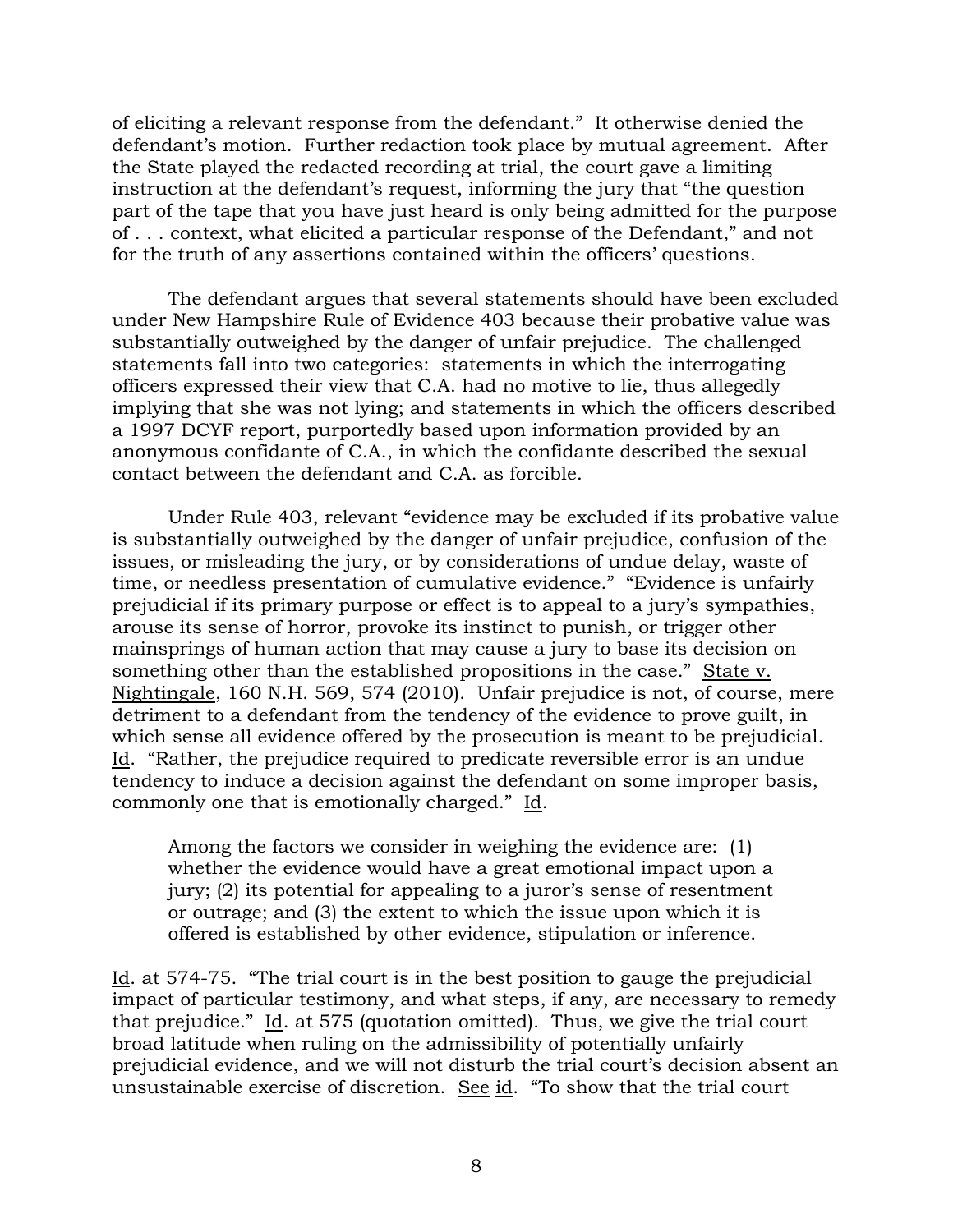of eliciting a relevant response from the defendant." It otherwise denied the defendant's motion. Further redaction took place by mutual agreement. After the State played the redacted recording at trial, the court gave a limiting instruction at the defendant's request, informing the jury that "the question part of the tape that you have just heard is only being admitted for the purpose of . . . context, what elicited a particular response of the Defendant," and not for the truth of any assertions contained within the officers' questions.

The defendant argues that several statements should have been excluded under New Hampshire Rule of Evidence 403 because their probative value was substantially outweighed by the danger of unfair prejudice. The challenged statements fall into two categories: statements in which the interrogating officers expressed their view that C.A. had no motive to lie, thus allegedly implying that she was not lying; and statements in which the officers described a 1997 DCYF report, purportedly based upon information provided by an anonymous confidante of C.A., in which the confidante described the sexual contact between the defendant and C.A. as forcible.

Under Rule 403, relevant "evidence may be excluded if its probative value is substantially outweighed by the danger of unfair prejudice, confusion of the issues, or misleading the jury, or by considerations of undue delay, waste of time, or needless presentation of cumulative evidence." "Evidence is unfairly prejudicial if its primary purpose or effect is to appeal to a jury's sympathies, arouse its sense of horror, provoke its instinct to punish, or trigger other mainsprings of human action that may cause a jury to base its decision on something other than the established propositions in the case." State v. Nightingale, 160 N.H. 569, 574 (2010). Unfair prejudice is not, of course, mere detriment to a defendant from the tendency of the evidence to prove guilt, in which sense all evidence offered by the prosecution is meant to be prejudicial. Id. "Rather, the prejudice required to predicate reversible error is an undue tendency to induce a decision against the defendant on some improper basis, commonly one that is emotionally charged." Id.

> Among the factors we consider in weighing the evidence are: (1) whether the evidence would have a great emotional impact upon a jury; (2) its potential for appealing to a juror's sense of resentment or outrage; and (3) the extent to which the issue upon which it is offered is established by other evidence, stipulation or inference.

Id. at 574-75. "The trial court is in the best position to gauge the prejudicial impact of particular testimony, and what steps, if any, are necessary to remedy that prejudice." Id. at 575 (quotation omitted). Thus, we give the trial court broad latitude when ruling on the admissibility of potentially unfairly prejudicial evidence, and we will not disturb the trial court's decision absent an unsustainable exercise of discretion. See id. "To show that the trial court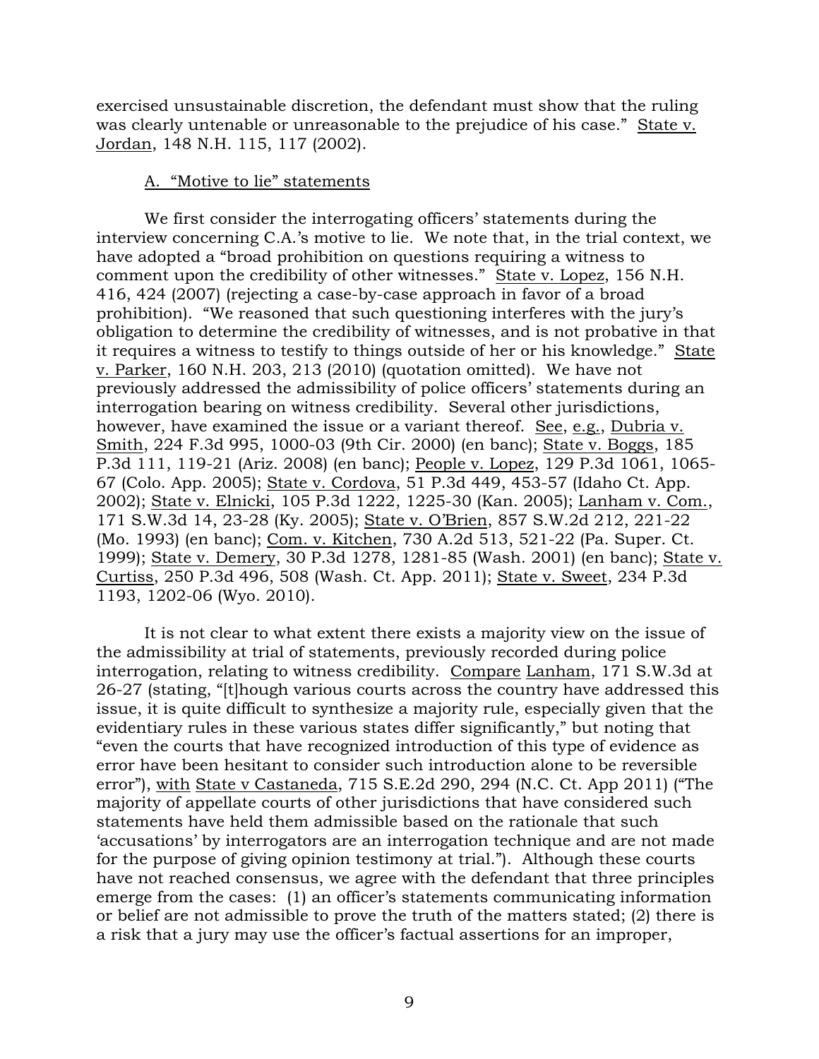exercised unsustainable discretion, the defendant must show that the ruling was clearly untenable or unreasonable to the prejudice of his case." State v. Jordan, 148 N.H. 115, 117 (2002).

A. "Motive to lie" statements

We first consider the interrogating officers' statements during the interview concerning C.A.'s motive to lie. We note that, in the trial context, we have adopted a "broad prohibition on questions requiring a witness to comment upon the credibility of other witnesses." State v. Lopez, 156 N.H. 416, 424 (2007) (rejecting a case-by-case approach in favor of a broad prohibition). "We reasoned that such questioning interferes with the jury's obligation to determine the credibility of witnesses, and is not probative in that it requires a witness to testify to things outside of her or his knowledge." State v. Parker, 160 N.H. 203, 213 (2010) (quotation omitted). We have not previously addressed the admissibility of police officers' statements during an interrogation bearing on witness credibility. Several other jurisdictions, however, have examined the issue or a variant thereof. See, e.g., Dubria v. Smith, 224 F.3d 995, 1000-03 (9th Cir. 2000) (en banc); State v. Boggs, 185 P.3d 111, 119-21 (Ariz. 2008) (en banc); People v. Lopez, 129 P.3d 1061, 1065-67 (Colo. App. 2005); State v. Cordova, 51 P.3d 449, 453-57 (Idaho Ct. App. 2002); State v. Elnicki, 105 P.3d 1222, 1225-30 (Kan. 2005); Lanham v. Com., 171 S.W.3d 14, 23-28 (Ky. 2005); State v. O'Brien, 857 S.W.2d 212, 221-22 (Mo. 1993) (en banc); Com. v. Kitchen, 730 A.2d 513, 521-22 (Pa. Super. Ct. 1999); State v. Demery, 30 P.3d 1278, 1281-85 (Wash. 2001) (en banc); State v. Curtiss, 250 P.3d 496, 508 (Wash. Ct. App. 2011); State v. Sweet, 234 P.3d 1193, 1202-06 (Wyo. 2010).

It is not clear to what extent there exists a majority view on the issue of the admissibility at trial of statements, previously recorded during police interrogation, relating to witness credibility. Compare Lanham, 171 S.W.3d at 26-27 (stating, "[t]hough various courts across the country have addressed this issue, it is quite difficult to synthesize a majority rule, especially given that the evidentiary rules in these various states differ significantly," but noting that "even the courts that have recognized introduction of this type of evidence as error have been hesitant to consider such introduction alone to be reversible error"), with State v Castaneda, 715 S.E.2d 290, 294 (N.C. Ct. App 2011) ("The majority of appellate courts of other jurisdictions that have considered such statements have held them admissible based on the rationale that such 'accusations' by interrogators are an interrogation technique and are not made for the purpose of giving opinion testimony at trial."). Although these courts have not reached consensus, we agree with the defendant that three principles emerge from the cases: (1) an officer's statements communicating information or belief are not admissible to prove the truth of the matters stated; (2) there is a risk that a jury may use the officer's factual assertions for an improper,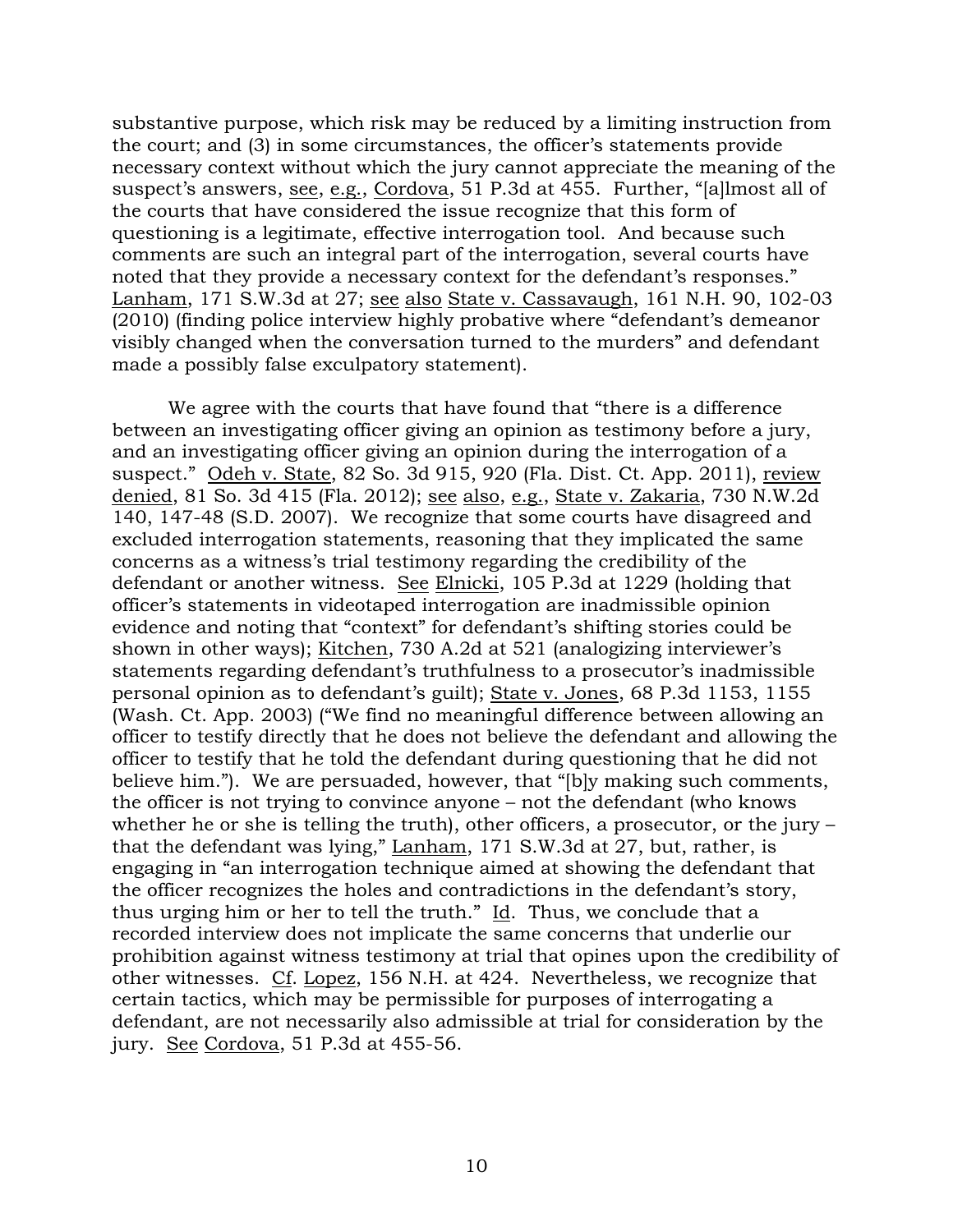substantive purpose, which risk may be reduced by a limiting instruction from the court; and (3) in some circumstances, the officer's statements provide necessary context without which the jury cannot appreciate the meaning of the suspect's answers, see, e.g., Cordova, 51 P.3d at 455. Further, "[a]lmost all of the courts that have considered the issue recognize that this form of questioning is a legitimate, effective interrogation tool. And because such comments are such an integral part of the interrogation, several courts have noted that they provide a necessary context for the defendant's responses." Lanham, 171 S.W.3d at 27; see also State v. Cassavaugh, 161 N.H. 90, 102-03 (2010) (finding police interview highly probative where "defendant's demeanor visibly changed when the conversation turned to the murders" and defendant made a possibly false exculpatory statement).

We agree with the courts that have found that "there is a difference between an investigating officer giving an opinion as testimony before a jury, and an investigating officer giving an opinion during the interrogation of a suspect." Odeh v. State, 82 So. 3d 915, 920 (Fla. Dist. Ct. App. 2011), review denied, 81 So. 3d 415 (Fla. 2012); see also, e.g., State v. Zakaria, 730 N.W.2d 140, 147-48 (S.D. 2007). We recognize that some courts have disagreed and excluded interrogation statements, reasoning that they implicated the same concerns as a witness's trial testimony regarding the credibility of the defendant or another witness. See Elnicki, 105 P.3d at 1229 (holding that officer's statements in videotaped interrogation are inadmissible opinion evidence and noting that "context" for defendant's shifting stories could be shown in other ways); Kitchen, 730 A.2d at 521 (analogizing interviewer's statements regarding defendant's truthfulness to a prosecutor's inadmissible personal opinion as to defendant's guilt); State v. Jones, 68 P.3d 1153, 1155 (Wash. Ct. App. 2003) ("We find no meaningful difference between allowing an officer to testify directly that he does not believe the defendant and allowing the officer to testify that he told the defendant during questioning that he did not believe him."). We are persuaded, however, that "[b]y making such comments, the officer is not trying to convince anyone – not the defendant (who knows whether he or she is telling the truth), other officers, a prosecutor, or the jury – that the defendant was lying," Lanham, 171 S.W.3d at 27, but, rather, is engaging in "an interrogation technique aimed at showing the defendant that the officer recognizes the holes and contradictions in the defendant's story, thus urging him or her to tell the truth." Id. Thus, we conclude that a recorded interview does not implicate the same concerns that underlie our prohibition against witness testimony at trial that opines upon the credibility of other witnesses. Cf. Lopez, 156 N.H. at 424. Nevertheless, we recognize that certain tactics, which may be permissible for purposes of interrogating a defendant, are not necessarily also admissible at trial for consideration by the jury. See Cordova, 51 P.3d at 455-56.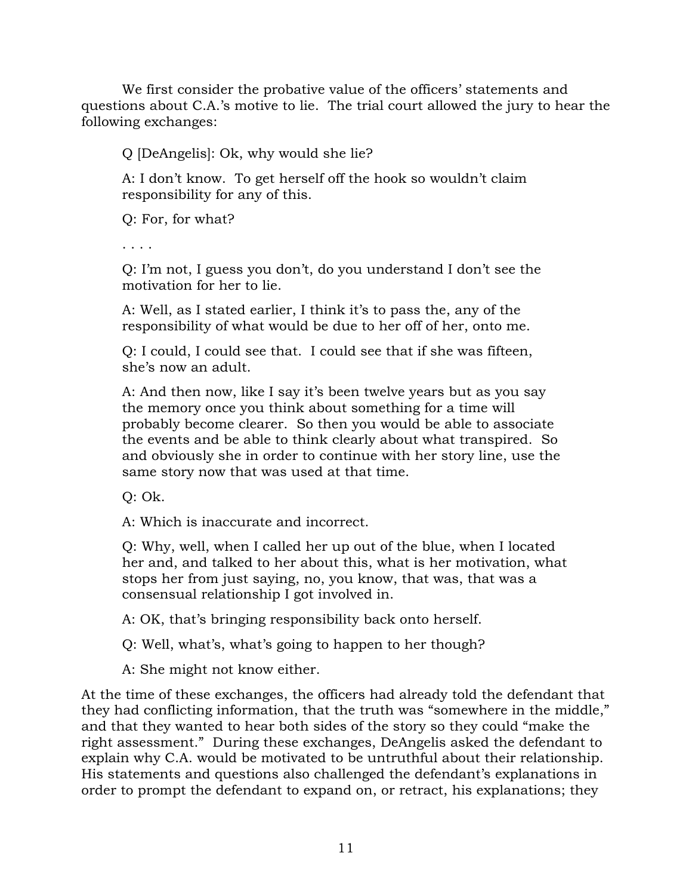We first consider the probative value of the officers' statements and questions about C.A.'s motive to lie. The trial court allowed the jury to hear the following exchanges:

> Q [DeAngelis]: Ok, why would she lie?
>
> A: I don't know. To get herself off the hook so wouldn't claim responsibility for any of this.
>
> Q: For, for what?
>
> . . . .
>
> Q: I'm not, I guess you don't, do you understand I don't see the motivation for her to lie.
>
> A: Well, as I stated earlier, I think it's to pass the, any of the responsibility of what would be due to her off of her, onto me.
>
> Q: I could, I could see that. I could see that if she was fifteen, she's now an adult.
>
> A: And then now, like I say it's been twelve years but as you say the memory once you think about something for a time will probably become clearer. So then you would be able to associate the events and be able to think clearly about what transpired. So and obviously she in order to continue with her story line, use the same story now that was used at that time.
>
> Q: Ok.
>
> A: Which is inaccurate and incorrect.
>
> Q: Why, well, when I called her up out of the blue, when I located her and, and talked to her about this, what is her motivation, what stops her from just saying, no, you know, that was, that was a consensual relationship I got involved in.
>
> A: OK, that's bringing responsibility back onto herself.
>
> Q: Well, what's, what's going to happen to her though?
>
> A: She might not know either.

At the time of these exchanges, the officers had already told the defendant that they had conflicting information, that the truth was "somewhere in the middle," and that they wanted to hear both sides of the story so they could "make the right assessment." During these exchanges, DeAngelis asked the defendant to explain why C.A. would be motivated to be untruthful about their relationship. His statements and questions also challenged the defendant's explanations in order to prompt the defendant to expand on, or retract, his explanations; they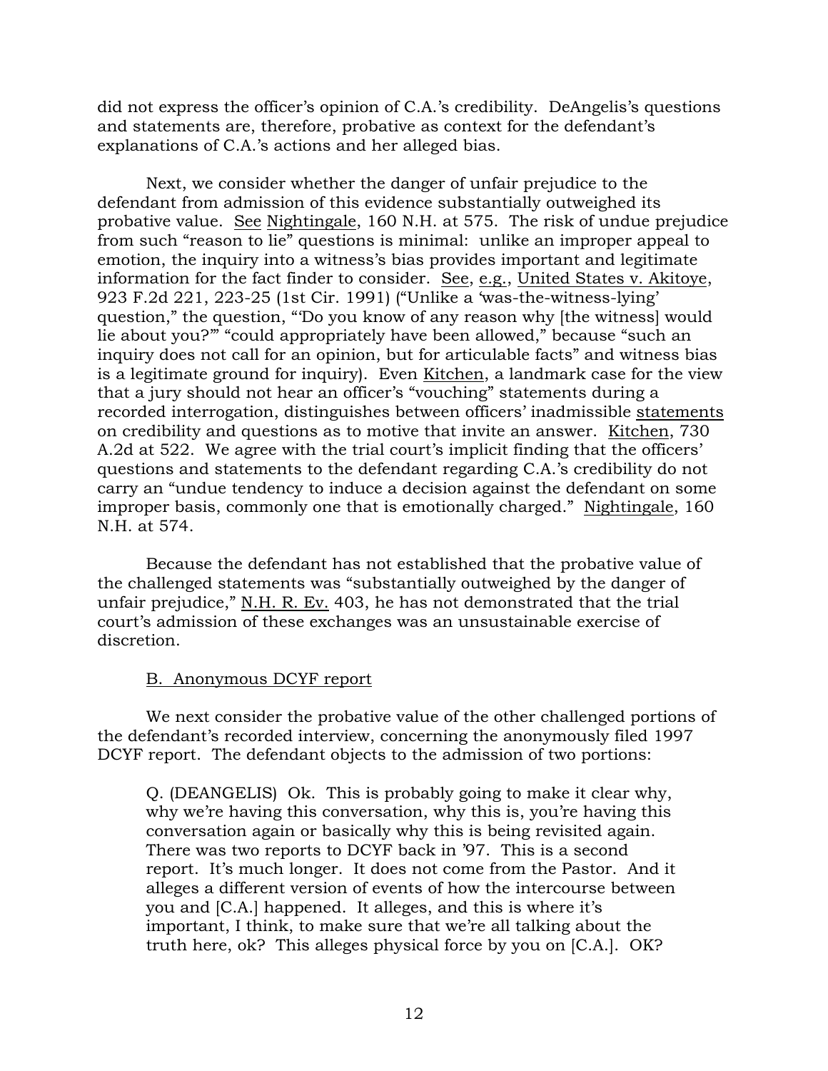did not express the officer's opinion of C.A.'s credibility. DeAngelis's questions and statements are, therefore, probative as context for the defendant's explanations of C.A.'s actions and her alleged bias.

Next, we consider whether the danger of unfair prejudice to the defendant from admission of this evidence substantially outweighed its probative value. See Nightingale, 160 N.H. at 575. The risk of undue prejudice from such "reason to lie" questions is minimal: unlike an improper appeal to emotion, the inquiry into a witness's bias provides important and legitimate information for the fact finder to consider. See, e.g., United States v. Akitoye, 923 F.2d 221, 223-25 (1st Cir. 1991) ("Unlike a 'was-the-witness-lying' question," the question, "'Do you know of any reason why [the witness] would lie about you?'" "could appropriately have been allowed," because "such an inquiry does not call for an opinion, but for articulable facts" and witness bias is a legitimate ground for inquiry). Even Kitchen, a landmark case for the view that a jury should not hear an officer's "vouching" statements during a recorded interrogation, distinguishes between officers' inadmissible statements on credibility and questions as to motive that invite an answer. Kitchen, 730 A.2d at 522. We agree with the trial court's implicit finding that the officers' questions and statements to the defendant regarding C.A.'s credibility do not carry an "undue tendency to induce a decision against the defendant on some improper basis, commonly one that is emotionally charged." Nightingale, 160 N.H. at 574.

Because the defendant has not established that the probative value of the challenged statements was "substantially outweighed by the danger of unfair prejudice," N.H. R. Ev. 403, he has not demonstrated that the trial court's admission of these exchanges was an unsustainable exercise of discretion.

B. Anonymous DCYF report

We next consider the probative value of the other challenged portions of the defendant's recorded interview, concerning the anonymously filed 1997 DCYF report. The defendant objects to the admission of two portions:

> Q. (DEANGELIS) Ok. This is probably going to make it clear why, why we're having this conversation, why this is, you're having this conversation again or basically why this is being revisited again. There was two reports to DCYF back in '97. This is a second report. It's much longer. It does not come from the Pastor. And it alleges a different version of events of how the intercourse between you and [C.A.] happened. It alleges, and this is where it's important, I think, to make sure that we're all talking about the truth here, ok? This alleges physical force by you on [C.A.]. OK?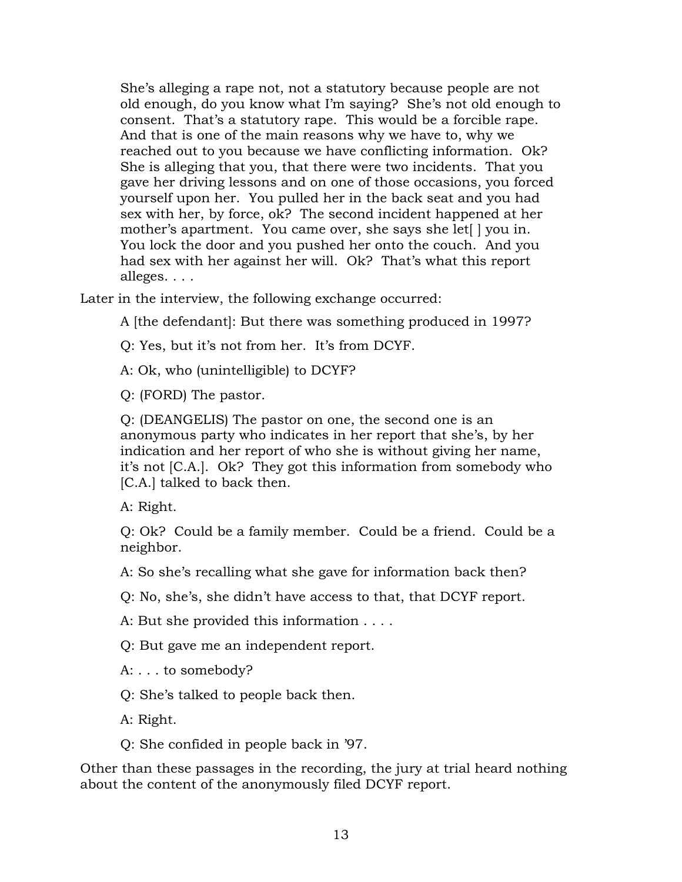> She's alleging a rape not, not a statutory because people are not old enough, do you know what I'm saying? She's not old enough to consent. That's a statutory rape. This would be a forcible rape. And that is one of the main reasons why we have to, why we reached out to you because we have conflicting information. Ok? She is alleging that you, that there were two incidents. That you gave her driving lessons and on one of those occasions, you forced yourself upon her. You pulled her in the back seat and you had sex with her, by force, ok? The second incident happened at her mother's apartment. You came over, she says she let[ ] you in. You lock the door and you pushed her onto the couch. And you had sex with her against her will. Ok? That's what this report alleges. . . .

Later in the interview, the following exchange occurred:

> A [the defendant]: But there was something produced in 1997?
>
> Q: Yes, but it's not from her. It's from DCYF.
>
> A: Ok, who (unintelligible) to DCYF?
>
> Q: (FORD) The pastor.
>
> Q: (DEANGELIS) The pastor on one, the second one is an anonymous party who indicates in her report that she's, by her indication and her report of who she is without giving her name, it's not [C.A.]. Ok? They got this information from somebody who [C.A.] talked to back then.
>
> A: Right.
>
> Q: Ok? Could be a family member. Could be a friend. Could be a neighbor.
>
> A: So she's recalling what she gave for information back then?
>
> Q: No, she's, she didn't have access to that, that DCYF report.
>
> A: But she provided this information . . . .
>
> Q: But gave me an independent report.
>
> A: . . . to somebody?
>
> Q: She's talked to people back then.
>
> A: Right.
>
> Q: She confided in people back in '97.

Other than these passages in the recording, the jury at trial heard nothing about the content of the anonymously filed DCYF report.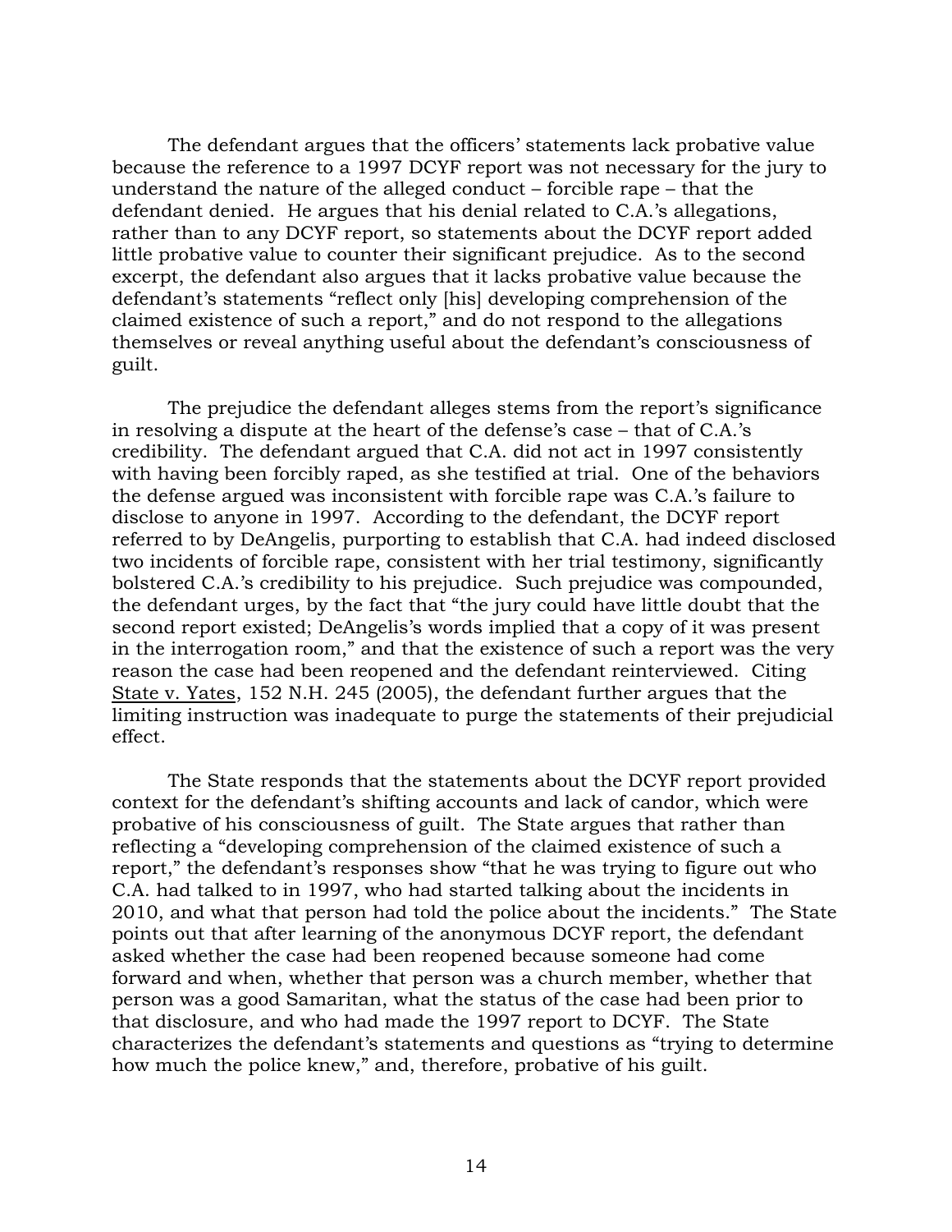The defendant argues that the officers' statements lack probative value because the reference to a 1997 DCYF report was not necessary for the jury to understand the nature of the alleged conduct – forcible rape – that the defendant denied. He argues that his denial related to C.A.'s allegations, rather than to any DCYF report, so statements about the DCYF report added little probative value to counter their significant prejudice. As to the second excerpt, the defendant also argues that it lacks probative value because the defendant's statements "reflect only [his] developing comprehension of the claimed existence of such a report," and do not respond to the allegations themselves or reveal anything useful about the defendant's consciousness of guilt.

The prejudice the defendant alleges stems from the report's significance in resolving a dispute at the heart of the defense's case – that of C.A.'s credibility. The defendant argued that C.A. did not act in 1997 consistently with having been forcibly raped, as she testified at trial. One of the behaviors the defense argued was inconsistent with forcible rape was C.A.'s failure to disclose to anyone in 1997. According to the defendant, the DCYF report referred to by DeAngelis, purporting to establish that C.A. had indeed disclosed two incidents of forcible rape, consistent with her trial testimony, significantly bolstered C.A.'s credibility to his prejudice. Such prejudice was compounded, the defendant urges, by the fact that "the jury could have little doubt that the second report existed; DeAngelis's words implied that a copy of it was present in the interrogation room," and that the existence of such a report was the very reason the case had been reopened and the defendant reinterviewed. Citing State v. Yates, 152 N.H. 245 (2005), the defendant further argues that the limiting instruction was inadequate to purge the statements of their prejudicial effect.

The State responds that the statements about the DCYF report provided context for the defendant's shifting accounts and lack of candor, which were probative of his consciousness of guilt. The State argues that rather than reflecting a "developing comprehension of the claimed existence of such a report," the defendant's responses show "that he was trying to figure out who C.A. had talked to in 1997, who had started talking about the incidents in 2010, and what that person had told the police about the incidents." The State points out that after learning of the anonymous DCYF report, the defendant asked whether the case had been reopened because someone had come forward and when, whether that person was a church member, whether that person was a good Samaritan, what the status of the case had been prior to that disclosure, and who had made the 1997 report to DCYF. The State characterizes the defendant's statements and questions as "trying to determine how much the police knew," and, therefore, probative of his guilt.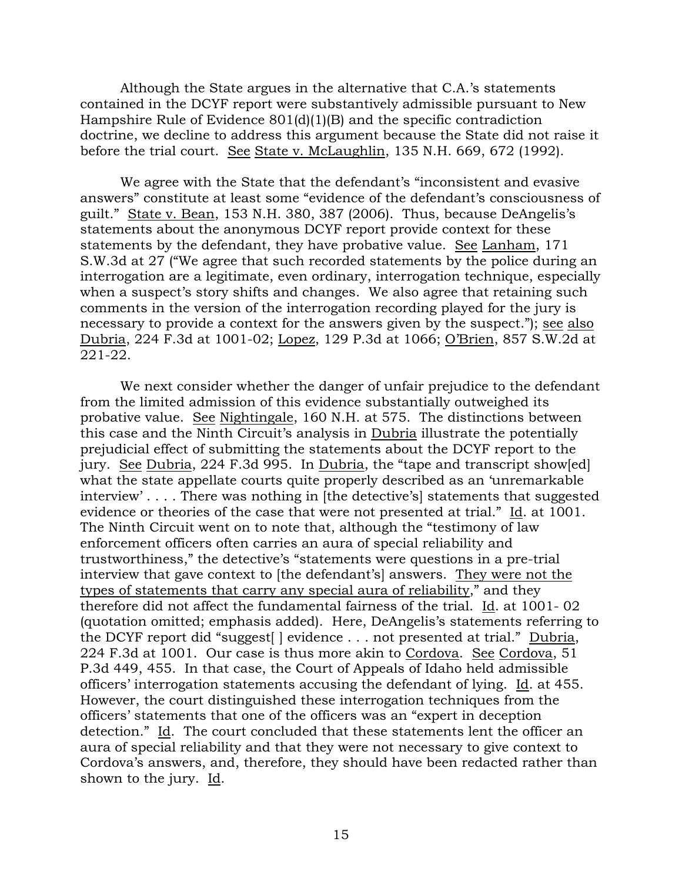Although the State argues in the alternative that C.A.'s statements contained in the DCYF report were substantively admissible pursuant to New Hampshire Rule of Evidence 801(d)(1)(B) and the specific contradiction doctrine, we decline to address this argument because the State did not raise it before the trial court. See State v. McLaughlin, 135 N.H. 669, 672 (1992).

We agree with the State that the defendant's "inconsistent and evasive answers" constitute at least some "evidence of the defendant's consciousness of guilt." State v. Bean, 153 N.H. 380, 387 (2006). Thus, because DeAngelis's statements about the anonymous DCYF report provide context for these statements by the defendant, they have probative value. See Lanham, 171 S.W.3d at 27 ("We agree that such recorded statements by the police during an interrogation are a legitimate, even ordinary, interrogation technique, especially when a suspect's story shifts and changes. We also agree that retaining such comments in the version of the interrogation recording played for the jury is necessary to provide a context for the answers given by the suspect."); see also Dubria, 224 F.3d at 1001-02; Lopez, 129 P.3d at 1066; O'Brien, 857 S.W.2d at 221-22.

We next consider whether the danger of unfair prejudice to the defendant from the limited admission of this evidence substantially outweighed its probative value. See Nightingale, 160 N.H. at 575. The distinctions between this case and the Ninth Circuit's analysis in Dubria illustrate the potentially prejudicial effect of submitting the statements about the DCYF report to the jury. See Dubria, 224 F.3d 995. In Dubria, the "tape and transcript show[ed] what the state appellate courts quite properly described as an 'unremarkable interview' . . . . There was nothing in [the detective's] statements that suggested evidence or theories of the case that were not presented at trial." Id. at 1001. The Ninth Circuit went on to note that, although the "testimony of law enforcement officers often carries an aura of special reliability and trustworthiness," the detective's "statements were questions in a pre-trial interview that gave context to [the defendant's] answers. They were not the types of statements that carry any special aura of reliability," and they therefore did not affect the fundamental fairness of the trial. Id. at 1001- 02 (quotation omitted; emphasis added). Here, DeAngelis's statements referring to the DCYF report did "suggest[ ] evidence . . . not presented at trial." Dubria, 224 F.3d at 1001. Our case is thus more akin to Cordova. See Cordova, 51 P.3d 449, 455. In that case, the Court of Appeals of Idaho held admissible officers' interrogation statements accusing the defendant of lying. Id. at 455. However, the court distinguished these interrogation techniques from the officers' statements that one of the officers was an "expert in deception detection." Id. The court concluded that these statements lent the officer an aura of special reliability and that they were not necessary to give context to Cordova's answers, and, therefore, they should have been redacted rather than shown to the jury. Id.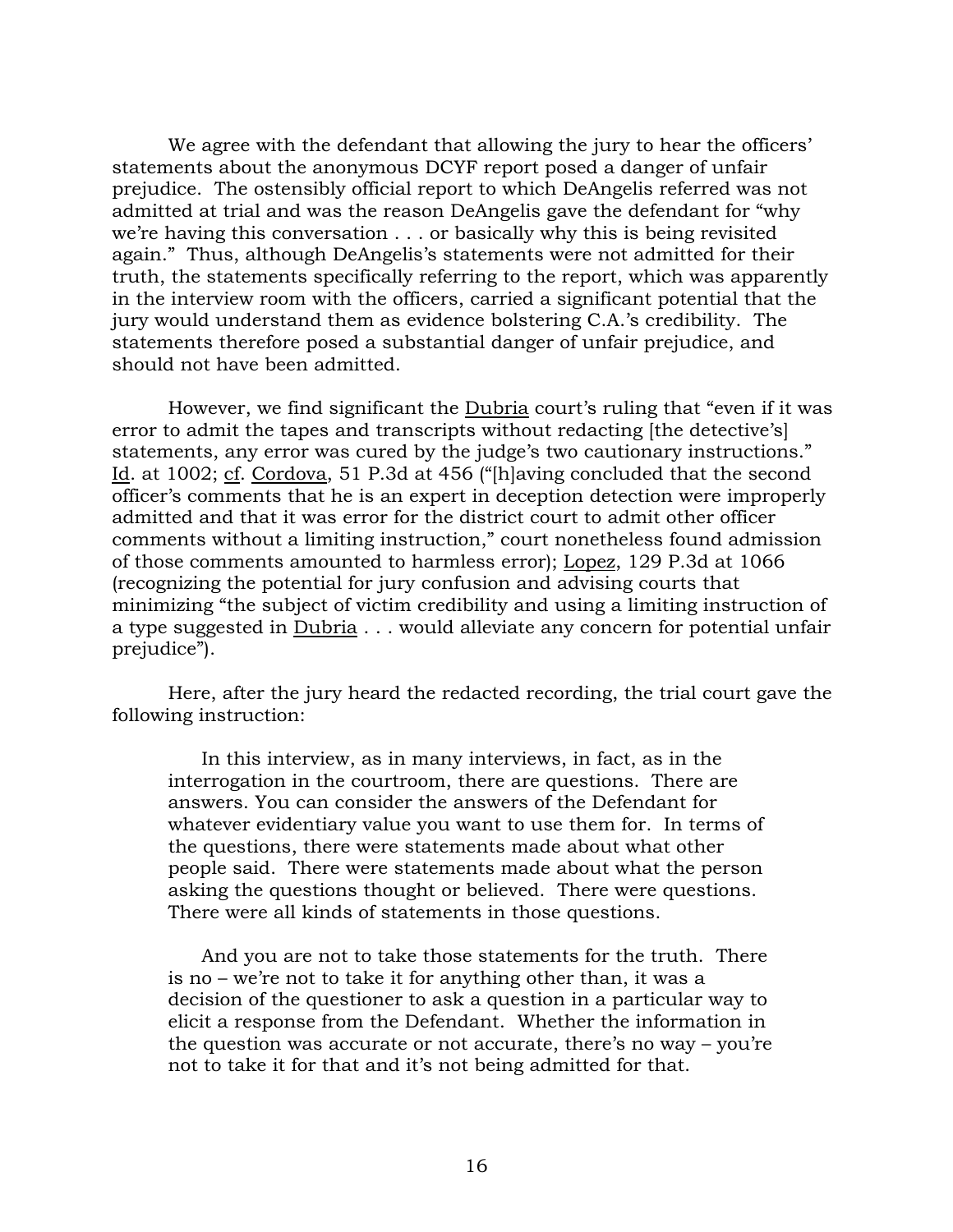We agree with the defendant that allowing the jury to hear the officers' statements about the anonymous DCYF report posed a danger of unfair prejudice. The ostensibly official report to which DeAngelis referred was not admitted at trial and was the reason DeAngelis gave the defendant for "why we're having this conversation . . . or basically why this is being revisited again." Thus, although DeAngelis's statements were not admitted for their truth, the statements specifically referring to the report, which was apparently in the interview room with the officers, carried a significant potential that the jury would understand them as evidence bolstering C.A.'s credibility. The statements therefore posed a substantial danger of unfair prejudice, and should not have been admitted.

However, we find significant the Dubria court's ruling that "even if it was error to admit the tapes and transcripts without redacting [the detective's] statements, any error was cured by the judge's two cautionary instructions." Id. at 1002; cf. Cordova, 51 P.3d at 456 ("[h]aving concluded that the second officer's comments that he is an expert in deception detection were improperly admitted and that it was error for the district court to admit other officer comments without a limiting instruction," court nonetheless found admission of those comments amounted to harmless error); Lopez, 129 P.3d at 1066 (recognizing the potential for jury confusion and advising courts that minimizing "the subject of victim credibility and using a limiting instruction of a type suggested in Dubria . . . would alleviate any concern for potential unfair prejudice").

Here, after the jury heard the redacted recording, the trial court gave the following instruction:

> In this interview, as in many interviews, in fact, as in the interrogation in the courtroom, there are questions. There are answers. You can consider the answers of the Defendant for whatever evidentiary value you want to use them for. In terms of the questions, there were statements made about what other people said. There were statements made about what the person asking the questions thought or believed. There were questions. There were all kinds of statements in those questions.
>
> And you are not to take those statements for the truth. There is no – we're not to take it for anything other than, it was a decision of the questioner to ask a question in a particular way to elicit a response from the Defendant. Whether the information in the question was accurate or not accurate, there's no way – you're not to take it for that and it's not being admitted for that.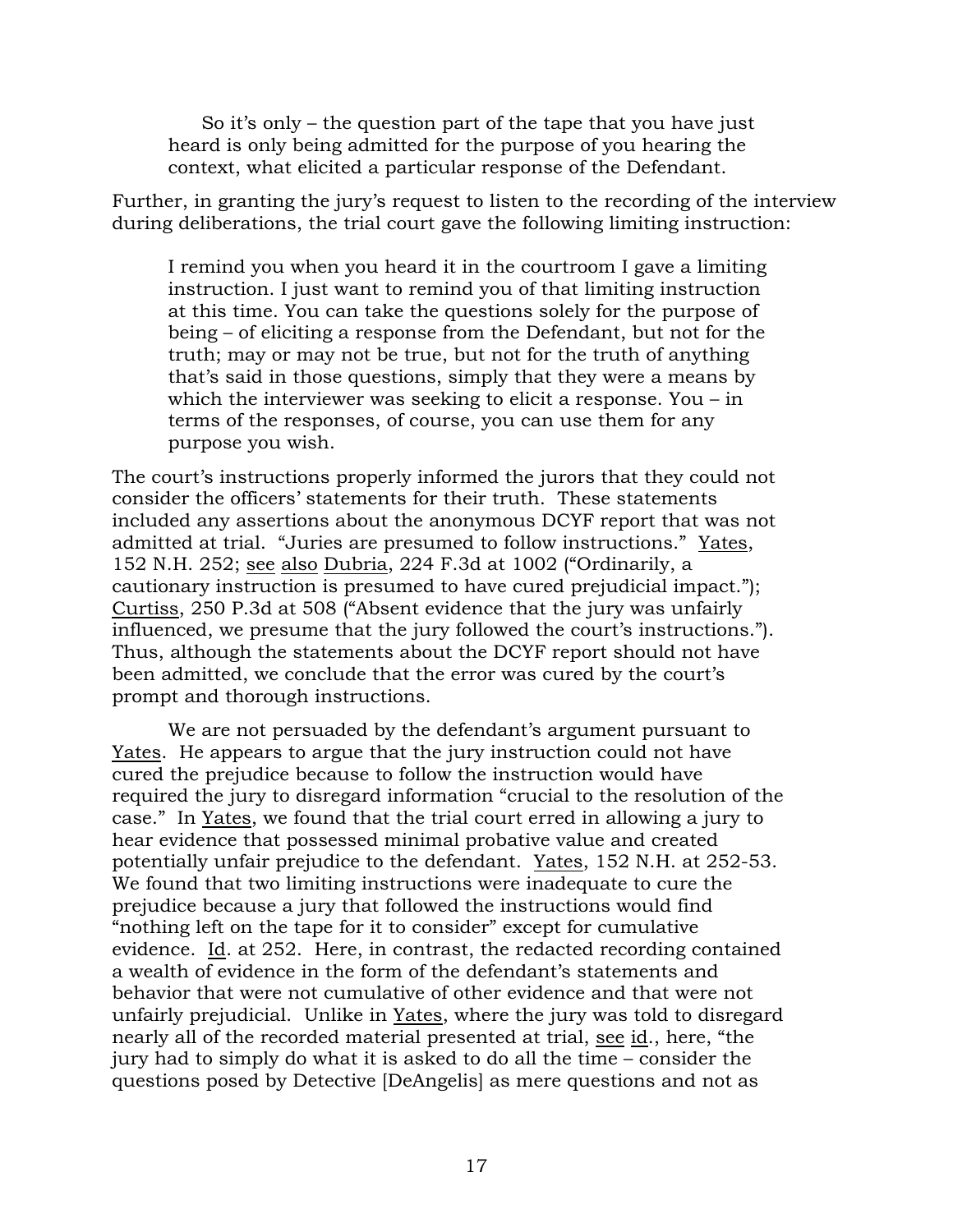> So it's only – the question part of the tape that you have just heard is only being admitted for the purpose of you hearing the context, what elicited a particular response of the Defendant.

Further, in granting the jury's request to listen to the recording of the interview during deliberations, the trial court gave the following limiting instruction:

> I remind you when you heard it in the courtroom I gave a limiting instruction. I just want to remind you of that limiting instruction at this time. You can take the questions solely for the purpose of being – of eliciting a response from the Defendant, but not for the truth; may or may not be true, but not for the truth of anything that's said in those questions, simply that they were a means by which the interviewer was seeking to elicit a response. You – in terms of the responses, of course, you can use them for any purpose you wish.

The court's instructions properly informed the jurors that they could not consider the officers' statements for their truth. These statements included any assertions about the anonymous DCYF report that was not admitted at trial. "Juries are presumed to follow instructions." Yates, 152 N.H. 252; see also Dubria, 224 F.3d at 1002 ("Ordinarily, a cautionary instruction is presumed to have cured prejudicial impact."); Curtiss, 250 P.3d at 508 ("Absent evidence that the jury was unfairly influenced, we presume that the jury followed the court's instructions."). Thus, although the statements about the DCYF report should not have been admitted, we conclude that the error was cured by the court's prompt and thorough instructions.

We are not persuaded by the defendant's argument pursuant to Yates. He appears to argue that the jury instruction could not have cured the prejudice because to follow the instruction would have required the jury to disregard information "crucial to the resolution of the case." In Yates, we found that the trial court erred in allowing a jury to hear evidence that possessed minimal probative value and created potentially unfair prejudice to the defendant. Yates, 152 N.H. at 252-53. We found that two limiting instructions were inadequate to cure the prejudice because a jury that followed the instructions would find "nothing left on the tape for it to consider" except for cumulative evidence. Id. at 252. Here, in contrast, the redacted recording contained a wealth of evidence in the form of the defendant's statements and behavior that were not cumulative of other evidence and that were not unfairly prejudicial. Unlike in Yates, where the jury was told to disregard nearly all of the recorded material presented at trial, see id., here, "the jury had to simply do what it is asked to do all the time – consider the questions posed by Detective [DeAngelis] as mere questions and not as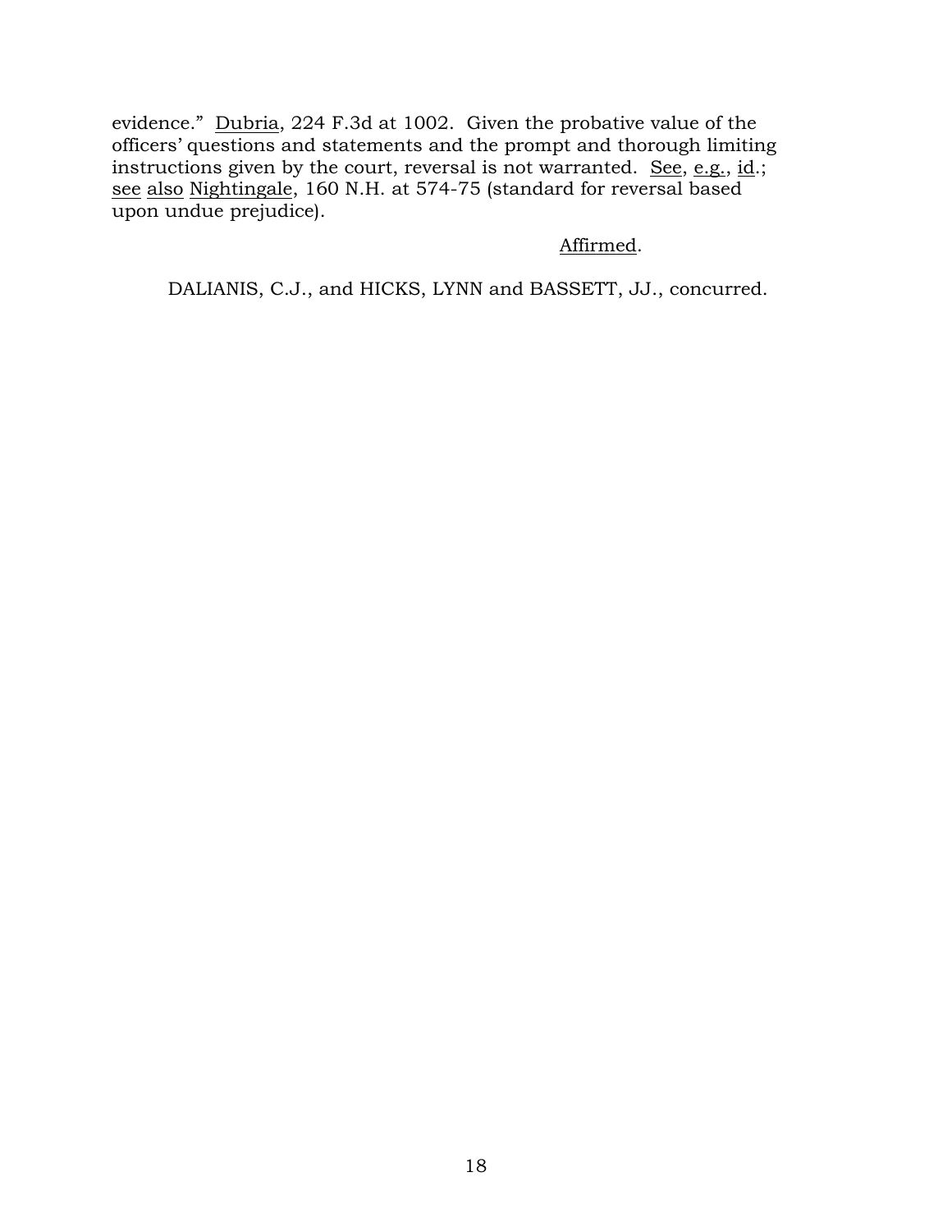evidence." Dubria, 224 F.3d at 1002. Given the probative value of the officers' questions and statements and the prompt and thorough limiting instructions given by the court, reversal is not warranted. See, e.g., id.; see also Nightingale, 160 N.H. at 574-75 (standard for reversal based upon undue prejudice).

Affirmed.

DALIANIS, C.J., and HICKS, LYNN and BASSETT, JJ., concurred.